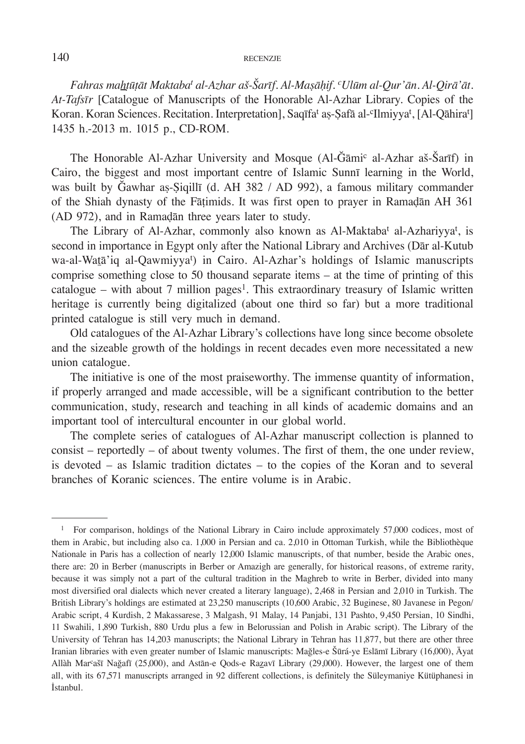*Fahras maḫṭūṭāt Maktaba*ᵗ *al-Azhar aš-Šarīf. Al-Maṣāḥif.* ᶜ*Ulūm al-Qur'ān. Al-Qirā'āt. At-Tafsīr* [Catalogue of Manuscripts of the Honorable Al-Azhar Library. Copies of the Koran. Koran Sciences. Recitation. Interpretation], Saqīfaᵗ aṣ-Ṣafā al-ᶜIlmiyyaᵗ, [Al-Qāhiraᵗ] 1435 h.-2013 m. 1015 p., CD-ROM.

The Honorable Al-Azhar University and Mosque (Al-Ǧāmiᶜ al-Azhar aš-Šarīf) in Cairo, the biggest and most important centre of Islamic Sunnī learning in the World, was built by Ǧawhar aṣ-Ṣiqillī (d. AH 382 / AD 992), a famous military commander of the Shiah dynasty of the Fāṭimids. It was first open to prayer in Ramaḍān AH 361 (AD 972), and in Ramaḍān three years later to study.

The Library of Al-Azhar, commonly also known as Al-Maktabaᵗ al-Azhariyyaᵗ, is second in importance in Egypt only after the National Library and Archives (Dār al-Kutub wa-al-Waṯā'iq al-Qawmiyyaᵗ) in Cairo. Al-Azhar's holdings of Islamic manuscripts comprise something close to 50 thousand separate items – at the time of printing of this catalogue – with about 7 million pages[1]. This extraordinary treasury of Islamic written heritage is currently being digitalized (about one third so far) but a more traditional printed catalogue is still very much in demand.

Old catalogues of the Al-Azhar Library's collections have long since become obsolete and the sizeable growth of the holdings in recent decades even more necessitated a new union catalogue.

The initiative is one of the most praiseworthy. The immense quantity of information, if properly arranged and made accessible, will be a significant contribution to the better communication, study, research and teaching in all kinds of academic domains and an important tool of intercultural encounter in our global world.

The complete series of catalogues of Al-Azhar manuscript collection is planned to consist – reportedly – of about twenty volumes. The first of them, the one under review, is devoted – as Islamic tradition dictates – to the copies of the Koran and to several branches of Koranic sciences. The entire volume is in Arabic.

---

[1] For comparison, holdings of the National Library in Cairo include approximately 57,000 codices, most of them in Arabic, but including also ca. 1,000 in Persian and ca. 2,010 in Ottoman Turkish, while the Bibliothèque Nationale in Paris has a collection of nearly 12,000 Islamic manuscripts, of that number, beside the Arabic ones, there are: 20 in Berber (manuscripts in Berber or Amazigh are generally, for historical reasons, of extreme rarity, because it was simply not a part of the cultural tradition in the Maghreb to write in Berber, divided into many most diversified oral dialects which never created a literary language), 2,468 in Persian and 2,010 in Turkish. The British Library's holdings are estimated at 23,250 manuscripts (10,600 Arabic, 32 Buginese, 80 Javanese in Pegon/Arabic script, 4 Kurdish, 2 Makassarese, 3 Malgash, 91 Malay, 14 Panjabi, 131 Pashto, 9,450 Persian, 10 Sindhi, 11 Swahili, 1,890 Turkish, 880 Urdu plus a few in Belorussian and Polish in Arabic script). The Library of the University of Tehran has 14,203 manuscripts; the National Library in Tehran has 11,877, but there are other three Iranian libraries with even greater number of Islamic manuscripts: Maǧles-e Šūrá-ye Eslāmī Library (16,000), Āyat Allàh Marᶜašī Naǧafī (25,000), and Astān-e Qods-e Raẓavī Library (29,000). However, the largest one of them all, with its 67,571 manuscripts arranged in 92 different collections, is definitely the Süleymaniye Kütüphanesi in İstanbul.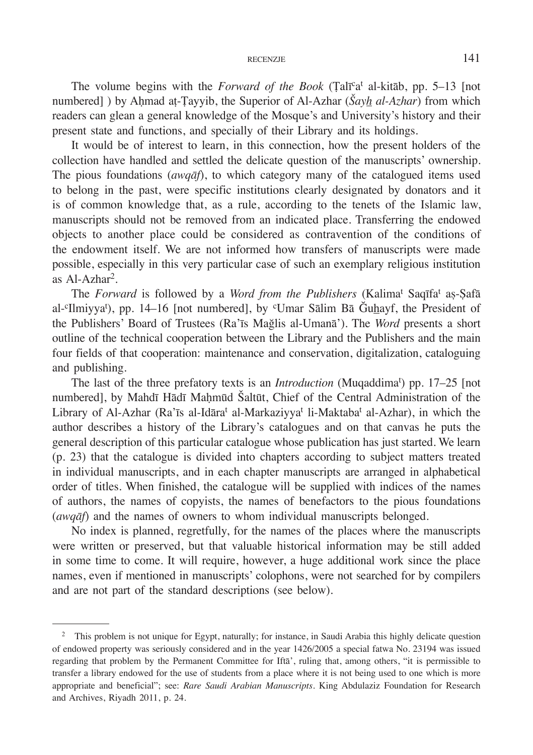The volume begins with the *Forward of the Book* (Ṭalīᶜaᵗ al-kitāb, pp. 5–13 [not numbered] ) by Aḥmad aṭ-Ṭayyib, the Superior of Al-Azhar (*Šayẖ al-Azhar*) from which readers can glean a general knowledge of the Mosque's and University's history and their present state and functions, and specially of their Library and its holdings.

It would be of interest to learn, in this connection, how the present holders of the collection have handled and settled the delicate question of the manuscripts' ownership. The pious foundations (*awqāf*), to which category many of the catalogued items used to belong in the past, were specific institutions clearly designated by donators and it is of common knowledge that, as a rule, according to the tenets of the Islamic law, manuscripts should not be removed from an indicated place. Transferring the endowed objects to another place could be considered as contravention of the conditions of the endowment itself. We are not informed how transfers of manuscripts were made possible, especially in this very particular case of such an exemplary religious institution as Al-Azhar[2].

The *Forward* is followed by a *Word from the Publishers* (Kalimaᵗ Saqīfaᵗ aṣ-Ṣafā al-ᶜIlmiyyaᵗ), pp. 14–16 [not numbered], by ᶜUmar Sālim Bā Ǧuẖayf, the President of the Publishers' Board of Trustees (Ra'īs Maǧlis al-Umanā'). The *Word* presents a short outline of the technical cooperation between the Library and the Publishers and the main four fields of that cooperation: maintenance and conservation, digitalization, cataloguing and publishing.

The last of the three prefatory texts is an *Introduction* (Muqaddimaᵗ) pp. 17–25 [not numbered], by Mahdī Hādī Maḥmūd Šaltūt, Chief of the Central Administration of the Library of Al-Azhar (Ra'īs al-Idāraᵗ al-Markaziyyaᵗ li-Maktabaᵗ al-Azhar), in which the author describes a history of the Library's catalogues and on that canvas he puts the general description of this particular catalogue whose publication has just started. We learn (p. 23) that the catalogue is divided into chapters according to subject matters treated in individual manuscripts, and in each chapter manuscripts are arranged in alphabetical order of titles. When finished, the catalogue will be supplied with indices of the names of authors, the names of copyists, the names of benefactors to the pious foundations (*awqāf*) and the names of owners to whom individual manuscripts belonged.

No index is planned, regretfully, for the names of the places where the manuscripts were written or preserved, but that valuable historical information may be still added in some time to come. It will require, however, a huge additional work since the place names, even if mentioned in manuscripts' colophons, were not searched for by compilers and are not part of the standard descriptions (see below).

---

[2] This problem is not unique for Egypt, naturally; for instance, in Saudi Arabia this highly delicate question of endowed property was seriously considered and in the year 1426/2005 a special fatwa No. 23194 was issued regarding that problem by the Permanent Committee for Iftā', ruling that, among others, "it is permissible to transfer a library endowed for the use of students from a place where it is not being used to one which is more appropriate and beneficial"; see: *Rare Saudi Arabian Manuscripts*. King Abdulaziz Foundation for Research and Archives, Riyadh 2011, p. 24.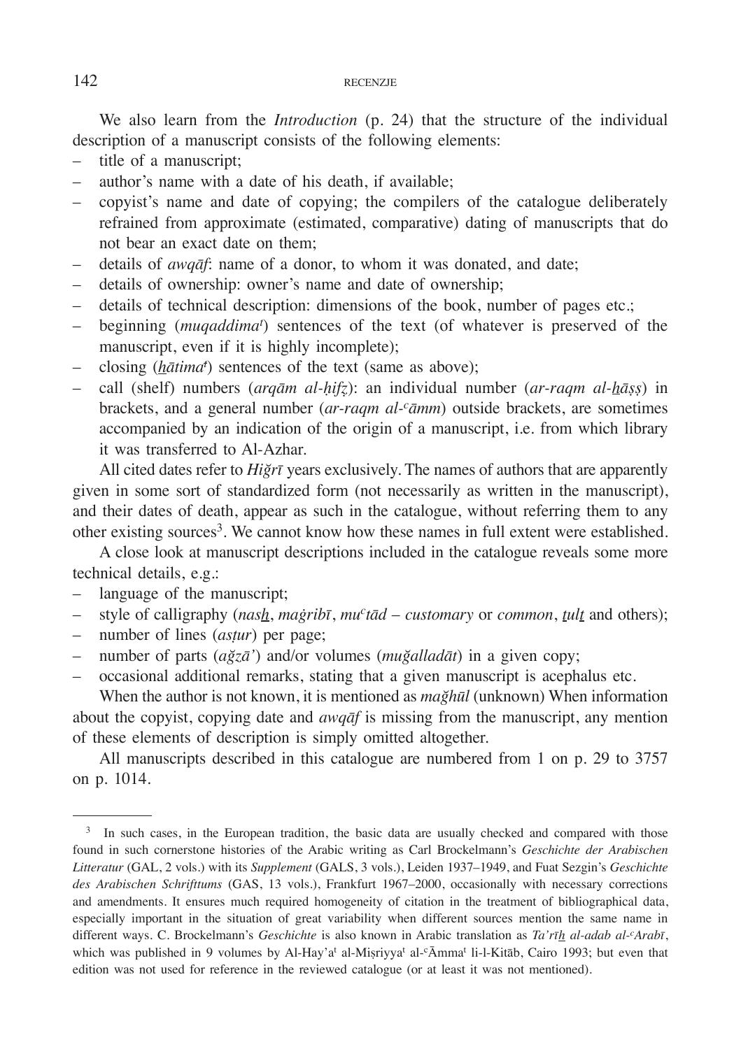We also learn from the *Introduction* (p. 24) that the structure of the individual description of a manuscript consists of the following elements:

- title of a manuscript;
- author's name with a date of his death, if available;
- copyist's name and date of copying; the compilers of the catalogue deliberately refrained from approximate (estimated, comparative) dating of manuscripts that do not bear an exact date on them;
- details of *awqāf*: name of a donor, to whom it was donated, and date;
- details of ownership: owner's name and date of ownership;
- details of technical description: dimensions of the book, number of pages etc.;
- beginning (*muqaddima*ᵗ) sentences of the text (of whatever is preserved of the manuscript, even if it is highly incomplete);
- closing (*ḫātima*ᵗ) sentences of the text (same as above);
- call (shelf) numbers (*arqām al-ḥifẓ*): an individual number (*ar-raqm al-ḫāṣṣ*) in brackets, and a general number (*ar-raqm al-ᶜāmm*) outside brackets, are sometimes accompanied by an indication of the origin of a manuscript, i.e. from which library it was transferred to Al-Azhar.

All cited dates refer to *Hiǧrī* years exclusively. The names of authors that are apparently given in some sort of standardized form (not necessarily as written in the manuscript), and their dates of death, appear as such in the catalogue, without referring them to any other existing sources[3]. We cannot know how these names in full extent were established.

A close look at manuscript descriptions included in the catalogue reveals some more technical details, e.g.:

- language of the manuscript;
- style of calligraphy (*nasḫ*, *maġribī*, *muᶜtād* – *customary* or *common*, *ṯulṯ* and others);
- number of lines (*asṭur*) per page;
- number of parts (*aǧzā'*) and/or volumes (*muǧalladāt*) in a given copy;
- occasional additional remarks, stating that a given manuscript is acephalus etc.

When the author is not known, it is mentioned as *maǧhūl* (unknown) When information about the copyist, copying date and *awqāf* is missing from the manuscript, any mention of these elements of description is simply omitted altogether.

All manuscripts described in this catalogue are numbered from 1 on p. 29 to 3757 on p. 1014.

---

[3] In such cases, in the European tradition, the basic data are usually checked and compared with those found in such cornerstone histories of the Arabic writing as Carl Brockelmann's *Geschichte der Arabischen Litteratur* (GAL, 2 vols.) with its *Supplement* (GALS, 3 vols.), Leiden 1937–1949, and Fuat Sezgin's *Geschichte des Arabischen Schrifttums* (GAS, 13 vols.), Frankfurt 1967–2000, occasionally with necessary corrections and amendments. It ensures much required homogeneity of citation in the treatment of bibliographical data, especially important in the situation of great variability when different sources mention the same name in different ways. C. Brockelmann's *Geschichte* is also known in Arabic translation as *Ta'rīḫ al-adab al-ᶜArabī*, which was published in 9 volumes by Al-Hay'aᵗ al-Miṣriyyaᵗ al-ᶜĀmmaᵗ li-l-Kitāb, Cairo 1993; but even that edition was not used for reference in the reviewed catalogue (or at least it was not mentioned).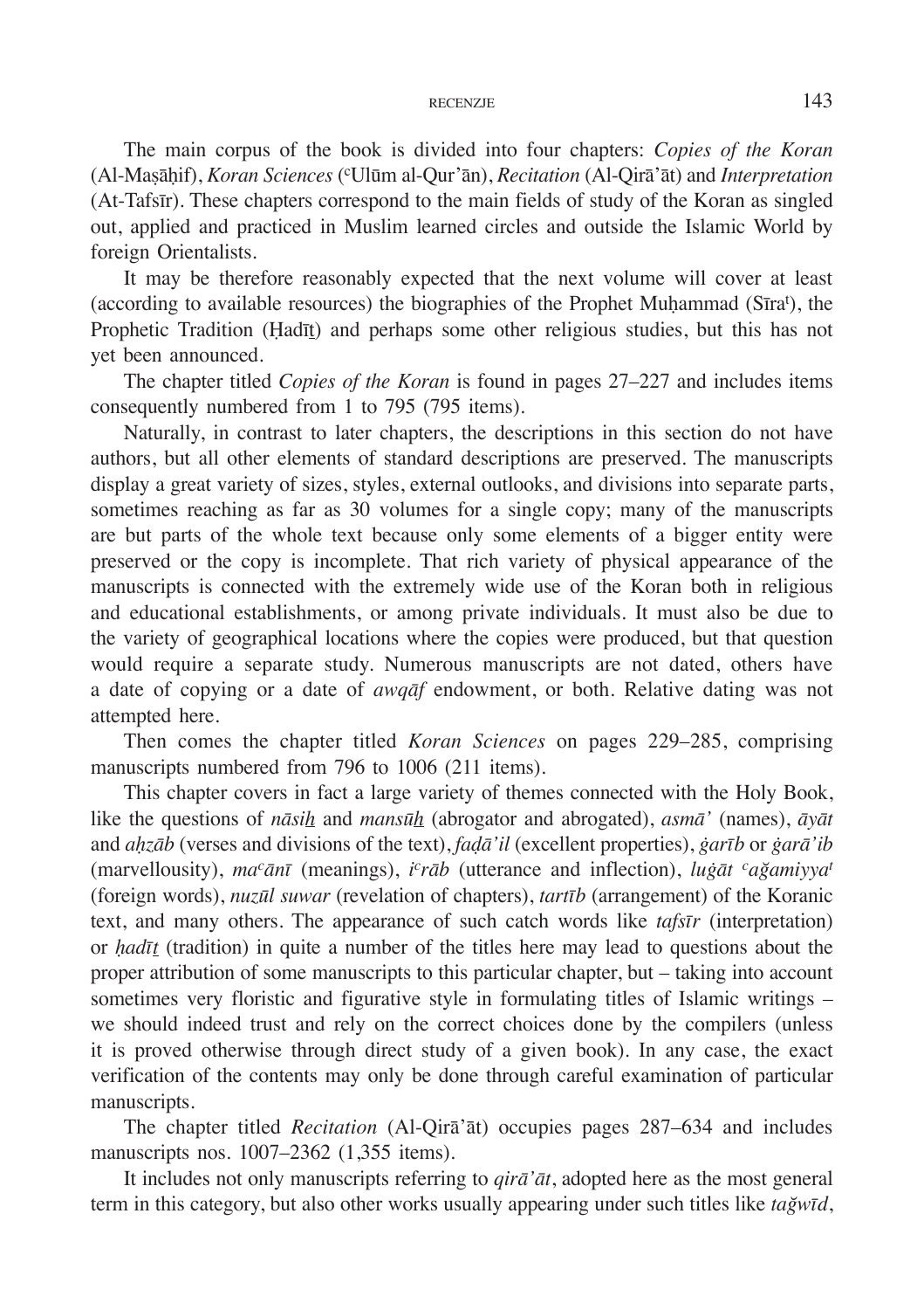The main corpus of the book is divided into four chapters: *Copies of the Koran* (Al-Maṣāḥif), *Koran Sciences* (ᶜUlūm al-Qur'ān), *Recitation* (Al-Qirā'āt) and *Interpretation* (At-Tafsīr). These chapters correspond to the main fields of study of the Koran as singled out, applied and practiced in Muslim learned circles and outside the Islamic World by foreign Orientalists.

It may be therefore reasonably expected that the next volume will cover at least (according to available resources) the biographies of the Prophet Muḥammad (Sīraᵗ), the Prophetic Tradition (Ḥadīṯ) and perhaps some other religious studies, but this has not yet been announced.

The chapter titled *Copies of the Koran* is found in pages 27–227 and includes items consequently numbered from 1 to 795 (795 items).

Naturally, in contrast to later chapters, the descriptions in this section do not have authors, but all other elements of standard descriptions are preserved. The manuscripts display a great variety of sizes, styles, external outlooks, and divisions into separate parts, sometimes reaching as far as 30 volumes for a single copy; many of the manuscripts are but parts of the whole text because only some elements of a bigger entity were preserved or the copy is incomplete. That rich variety of physical appearance of the manuscripts is connected with the extremely wide use of the Koran both in religious and educational establishments, or among private individuals. It must also be due to the variety of geographical locations where the copies were produced, but that question would require a separate study. Numerous manuscripts are not dated, others have a date of copying or a date of *awqāf* endowment, or both. Relative dating was not attempted here.

Then comes the chapter titled *Koran Sciences* on pages 229–285, comprising manuscripts numbered from 796 to 1006 (211 items).

This chapter covers in fact a large variety of themes connected with the Holy Book, like the questions of *nāsiẖ* and *mansūẖ* (abrogator and abrogated), *asmā'* (names), *āyāt* and *aḥzāb* (verses and divisions of the text), *faḍā'il* (excellent properties), *ġarīb* or *ġarā'ib* (marvellousity), *maᶜānī* (meanings), *iᶜrāb* (utterance and inflection), *luġāt ᶜağamiyyaᵗ* (foreign words), *nuzūl suwar* (revelation of chapters), *tartīb* (arrangement) of the Koranic text, and many others. The appearance of such catch words like *tafsīr* (interpretation) or *ḥadīṯ* (tradition) in quite a number of the titles here may lead to questions about the proper attribution of some manuscripts to this particular chapter, but – taking into account sometimes very floristic and figurative style in formulating titles of Islamic writings – we should indeed trust and rely on the correct choices done by the compilers (unless it is proved otherwise through direct study of a given book). In any case, the exact verification of the contents may only be done through careful examination of particular manuscripts.

The chapter titled *Recitation* (Al-Qirā'āt) occupies pages 287–634 and includes manuscripts nos. 1007–2362 (1,355 items).

It includes not only manuscripts referring to *qirā'āt*, adopted here as the most general term in this category, but also other works usually appearing under such titles like *tağwīd*,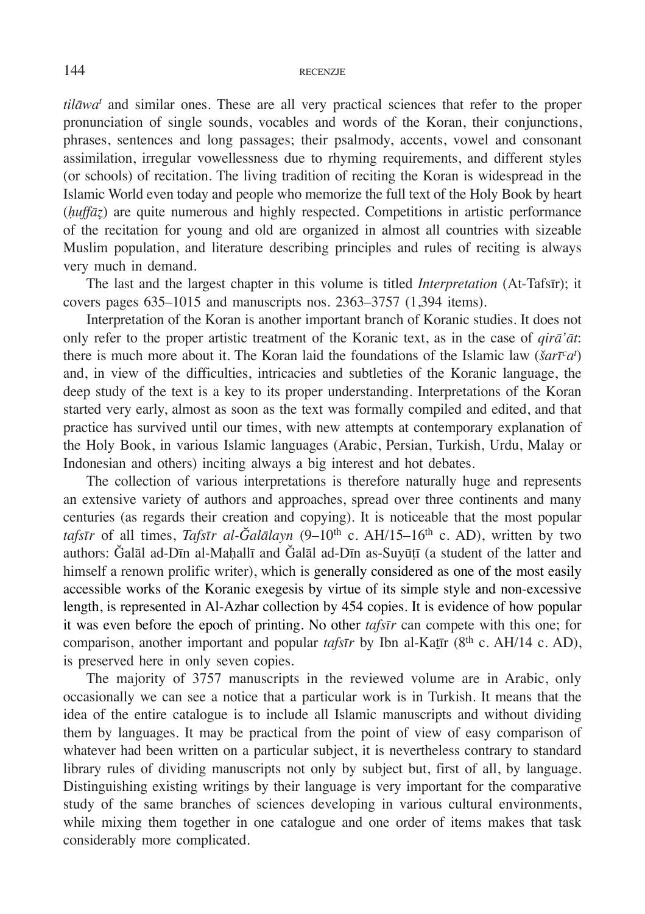*tilāwaᵗ* and similar ones. These are all very practical sciences that refer to the proper pronunciation of single sounds, vocables and words of the Koran, their conjunctions, phrases, sentences and long passages; their psalmody, accents, vowel and consonant assimilation, irregular vowellessness due to rhyming requirements, and different styles (or schools) of recitation. The living tradition of reciting the Koran is widespread in the Islamic World even today and people who memorize the full text of the Holy Book by heart (*ḥuffāẓ*) are quite numerous and highly respected. Competitions in artistic performance of the recitation for young and old are organized in almost all countries with sizeable Muslim population, and literature describing principles and rules of reciting is always very much in demand.

The last and the largest chapter in this volume is titled *Interpretation* (At-Tafsīr); it covers pages 635–1015 and manuscripts nos. 2363–3757 (1,394 items).

Interpretation of the Koran is another important branch of Koranic studies. It does not only refer to the proper artistic treatment of the Koranic text, as in the case of *qirā'āt*: there is much more about it. The Koran laid the foundations of the Islamic law (*šarīᶜaᵗ*) and, in view of the difficulties, intricacies and subtleties of the Koranic language, the deep study of the text is a key to its proper understanding. Interpretations of the Koran started very early, almost as soon as the text was formally compiled and edited, and that practice has survived until our times, with new attempts at contemporary explanation of the Holy Book, in various Islamic languages (Arabic, Persian, Turkish, Urdu, Malay or Indonesian and others) inciting always a big interest and hot debates.

The collection of various interpretations is therefore naturally huge and represents an extensive variety of authors and approaches, spread over three continents and many centuries (as regards their creation and copying). It is noticeable that the most popular *tafsīr* of all times, *Tafsīr al-Ǧalālayn* (9–10th c. AH/15–16th c. AD), written by two authors: Ǧalāl ad-Dīn al-Maḥallī and Ǧalāl ad-Dīn as-Suyūṭī (a student of the latter and himself a renown prolific writer), which is generally considered as one of the most easily accessible works of the Koranic exegesis by virtue of its simple style and non-excessive length, is represented in Al-Azhar collection by 454 copies. It is evidence of how popular it was even before the epoch of printing. No other *tafsīr* can compete with this one; for comparison, another important and popular *tafsīr* by Ibn al-Kaṯīr (8th c. AH/14 c. AD), is preserved here in only seven copies.

The majority of 3757 manuscripts in the reviewed volume are in Arabic, only occasionally we can see a notice that a particular work is in Turkish. It means that the idea of the entire catalogue is to include all Islamic manuscripts and without dividing them by languages. It may be practical from the point of view of easy comparison of whatever had been written on a particular subject, it is nevertheless contrary to standard library rules of dividing manuscripts not only by subject but, first of all, by language. Distinguishing existing writings by their language is very important for the comparative study of the same branches of sciences developing in various cultural environments, while mixing them together in one catalogue and one order of items makes that task considerably more complicated.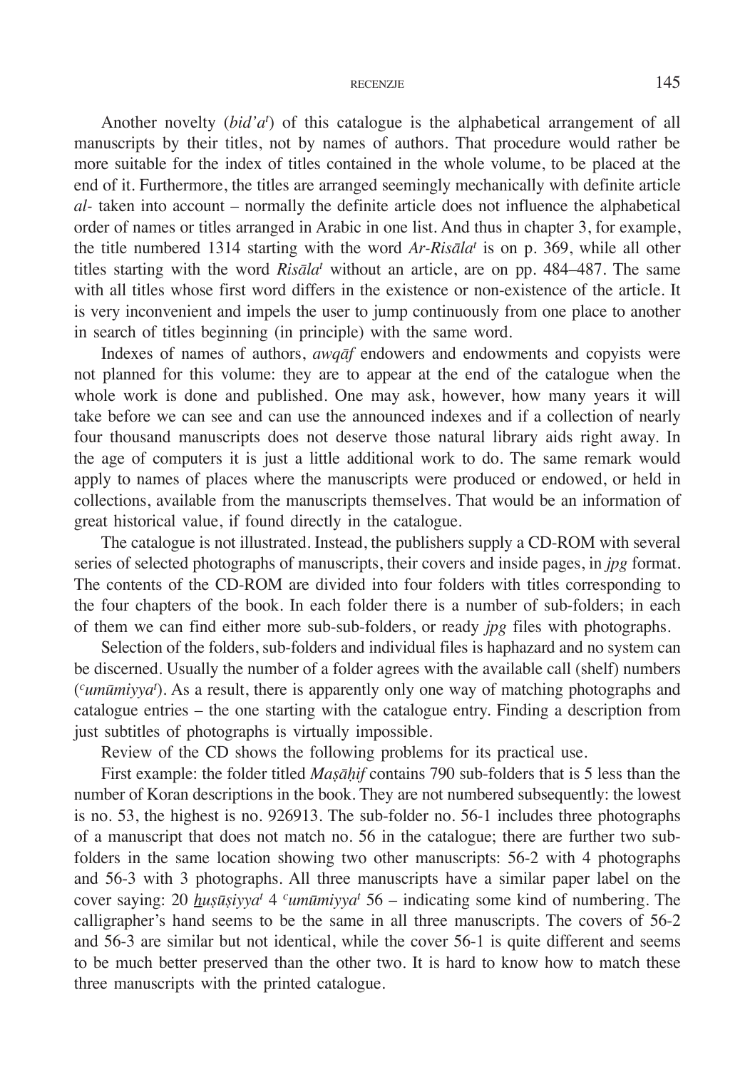Another novelty (*bid'a*[t]) of this catalogue is the alphabetical arrangement of all manuscripts by their titles, not by names of authors. That procedure would rather be more suitable for the index of titles contained in the whole volume, to be placed at the end of it. Furthermore, the titles are arranged seemingly mechanically with definite article *al-* taken into account – normally the definite article does not influence the alphabetical order of names or titles arranged in Arabic in one list. And thus in chapter 3, for example, the title numbered 1314 starting with the word *Ar-Risāla*[t] is on p. 369, while all other titles starting with the word *Risāla*[t] without an article, are on pp. 484–487. The same with all titles whose first word differs in the existence or non-existence of the article. It is very inconvenient and impels the user to jump continuously from one place to another in search of titles beginning (in principle) with the same word.

Indexes of names of authors, *awqāf* endowers and endowments and copyists were not planned for this volume: they are to appear at the end of the catalogue when the whole work is done and published. One may ask, however, how many years it will take before we can see and can use the announced indexes and if a collection of nearly four thousand manuscripts does not deserve those natural library aids right away. In the age of computers it is just a little additional work to do. The same remark would apply to names of places where the manuscripts were produced or endowed, or held in collections, available from the manuscripts themselves. That would be an information of great historical value, if found directly in the catalogue.

The catalogue is not illustrated. Instead, the publishers supply a CD-ROM with several series of selected photographs of manuscripts, their covers and inside pages, in *jpg* format. The contents of the CD-ROM are divided into four folders with titles corresponding to the four chapters of the book. In each folder there is a number of sub-folders; in each of them we can find either more sub-sub-folders, or ready *jpg* files with photographs.

Selection of the folders, sub-folders and individual files is haphazard and no system can be discerned. Usually the number of a folder agrees with the available call (shelf) numbers (*ᶜumūmiyya*[t]). As a result, there is apparently only one way of matching photographs and catalogue entries – the one starting with the catalogue entry. Finding a description from just subtitles of photographs is virtually impossible.

Review of the CD shows the following problems for its practical use.

First example: the folder titled *Maṣāḥif* contains 790 sub-folders that is 5 less than the number of Koran descriptions in the book. They are not numbered subsequently: the lowest is no. 53, the highest is no. 926913. The sub-folder no. 56-1 includes three photographs of a manuscript that does not match no. 56 in the catalogue; there are further two sub-folders in the same location showing two other manuscripts: 56-2 with 4 photographs and 56-3 with 3 photographs. All three manuscripts have a similar paper label on the cover saying: 20 *ḫuṣūṣiyya*[t] 4 *ᶜumūmiyya*[t] 56 – indicating some kind of numbering. The calligrapher's hand seems to be the same in all three manuscripts. The covers of 56-2 and 56-3 are similar but not identical, while the cover 56-1 is quite different and seems to be much better preserved than the other two. It is hard to know how to match these three manuscripts with the printed catalogue.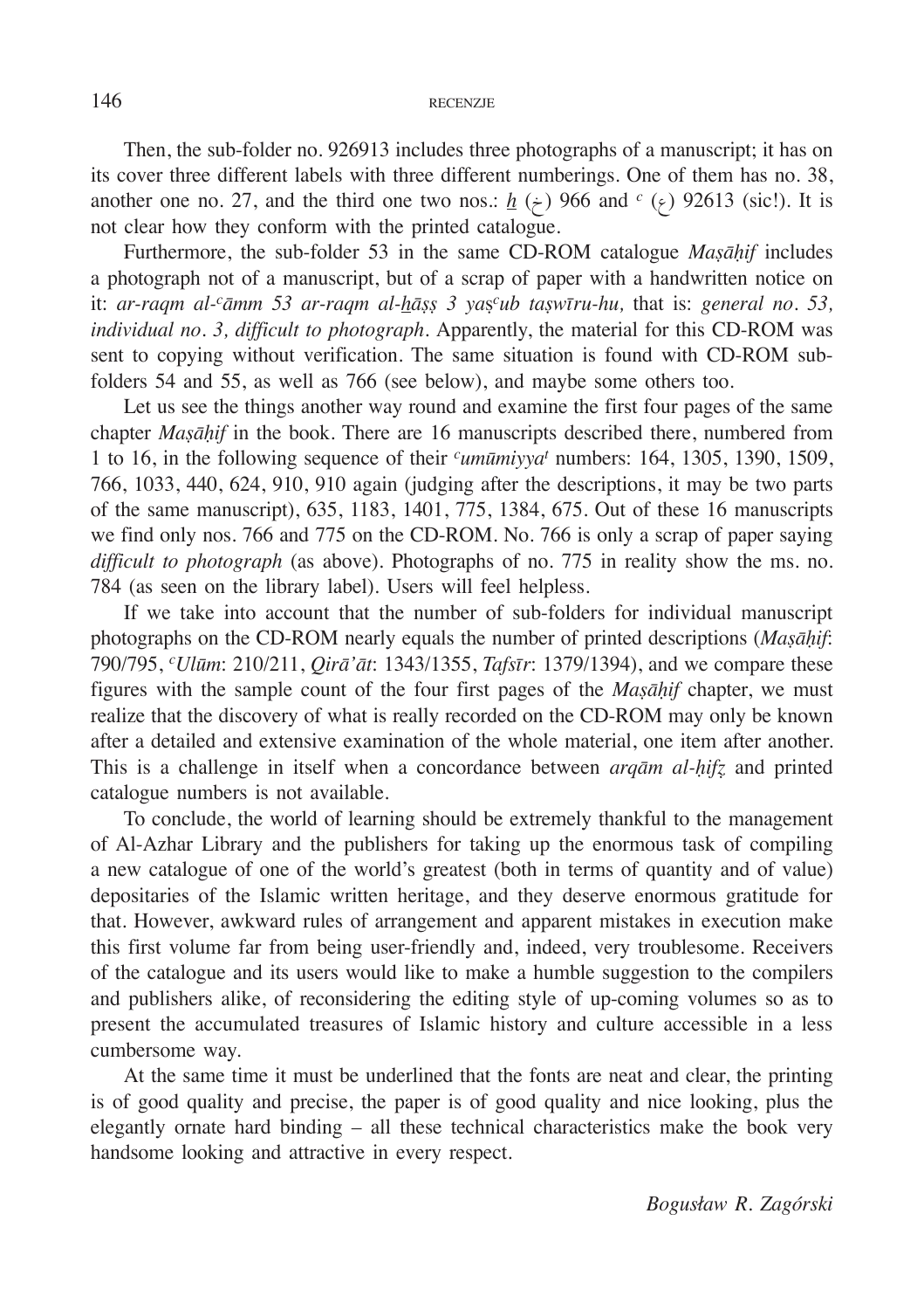Then, the sub-folder no. 926913 includes three photographs of a manuscript; it has on its cover three different labels with three different numberings. One of them has no. 38, another one no. 27, and the third one two nos.: ḫ (خ) 966 and ᶜ (ع) 92613 (sic!). It is not clear how they conform with the printed catalogue.

Furthermore, the sub-folder 53 in the same CD-ROM catalogue *Maṣāḥif* includes a photograph not of a manuscript, but of a scrap of paper with a handwritten notice on it: *ar-raqm al-ᶜāmm 53 ar-raqm al-ḫāṣṣ 3 yaṣᶜub taṣwīru-hu,* that is: *general no. 53, individual no. 3, difficult to photograph*. Apparently, the material for this CD-ROM was sent to copying without verification. The same situation is found with CD-ROM sub-folders 54 and 55, as well as 766 (see below), and maybe some others too.

Let us see the things another way round and examine the first four pages of the same chapter *Maṣāḥif* in the book. There are 16 manuscripts described there, numbered from 1 to 16, in the following sequence of their *ᶜumūmiyyaᵗ* numbers: 164, 1305, 1390, 1509, 766, 1033, 440, 624, 910, 910 again (judging after the descriptions, it may be two parts of the same manuscript), 635, 1183, 1401, 775, 1384, 675. Out of these 16 manuscripts we find only nos. 766 and 775 on the CD-ROM. No. 766 is only a scrap of paper saying *difficult to photograph* (as above). Photographs of no. 775 in reality show the ms. no. 784 (as seen on the library label). Users will feel helpless.

If we take into account that the number of sub-folders for individual manuscript photographs on the CD-ROM nearly equals the number of printed descriptions (*Maṣāḥif*: 790/795, *ᶜUlūm*: 210/211, *Qirā'āt*: 1343/1355, *Tafsīr*: 1379/1394), and we compare these figures with the sample count of the four first pages of the *Maṣāḥif* chapter, we must realize that the discovery of what is really recorded on the CD-ROM may only be known after a detailed and extensive examination of the whole material, one item after another. This is a challenge in itself when a concordance between *arqām al-ḥifẓ* and printed catalogue numbers is not available.

To conclude, the world of learning should be extremely thankful to the management of Al-Azhar Library and the publishers for taking up the enormous task of compiling a new catalogue of one of the world's greatest (both in terms of quantity and of value) depositaries of the Islamic written heritage, and they deserve enormous gratitude for that. However, awkward rules of arrangement and apparent mistakes in execution make this first volume far from being user-friendly and, indeed, very troublesome. Receivers of the catalogue and its users would like to make a humble suggestion to the compilers and publishers alike, of reconsidering the editing style of up-coming volumes so as to present the accumulated treasures of Islamic history and culture accessible in a less cumbersome way.

At the same time it must be underlined that the fonts are neat and clear, the printing is of good quality and precise, the paper is of good quality and nice looking, plus the elegantly ornate hard binding – all these technical characteristics make the book very handsome looking and attractive in every respect.

*Bogusław R. Zagórski*